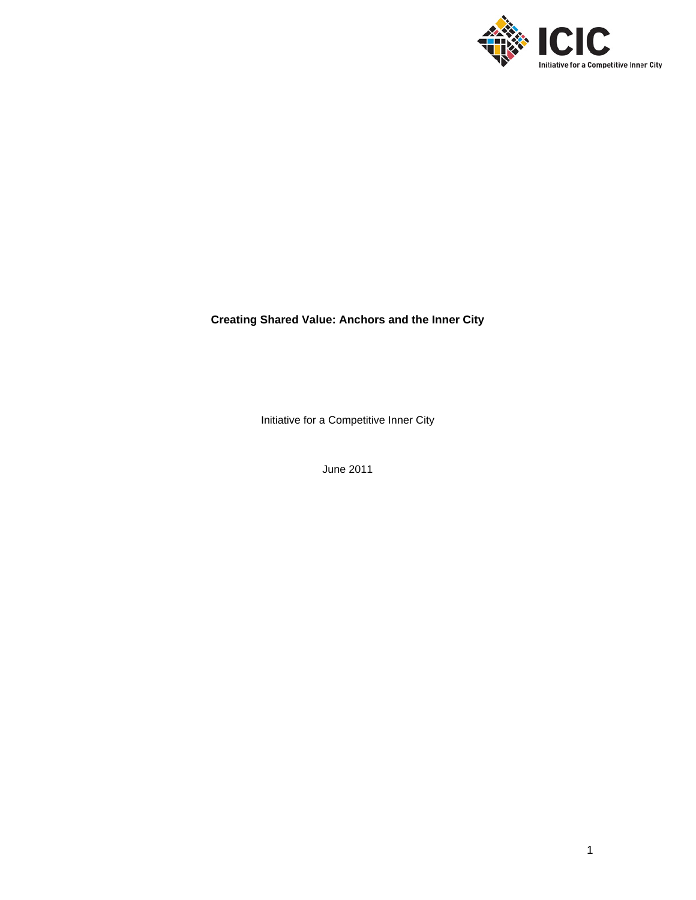ICIC

Initiative for a Competitive Inner City

# Creating Shared Value: Anchors and the Inner City

Initiative for a Competitive Inner City

June 2011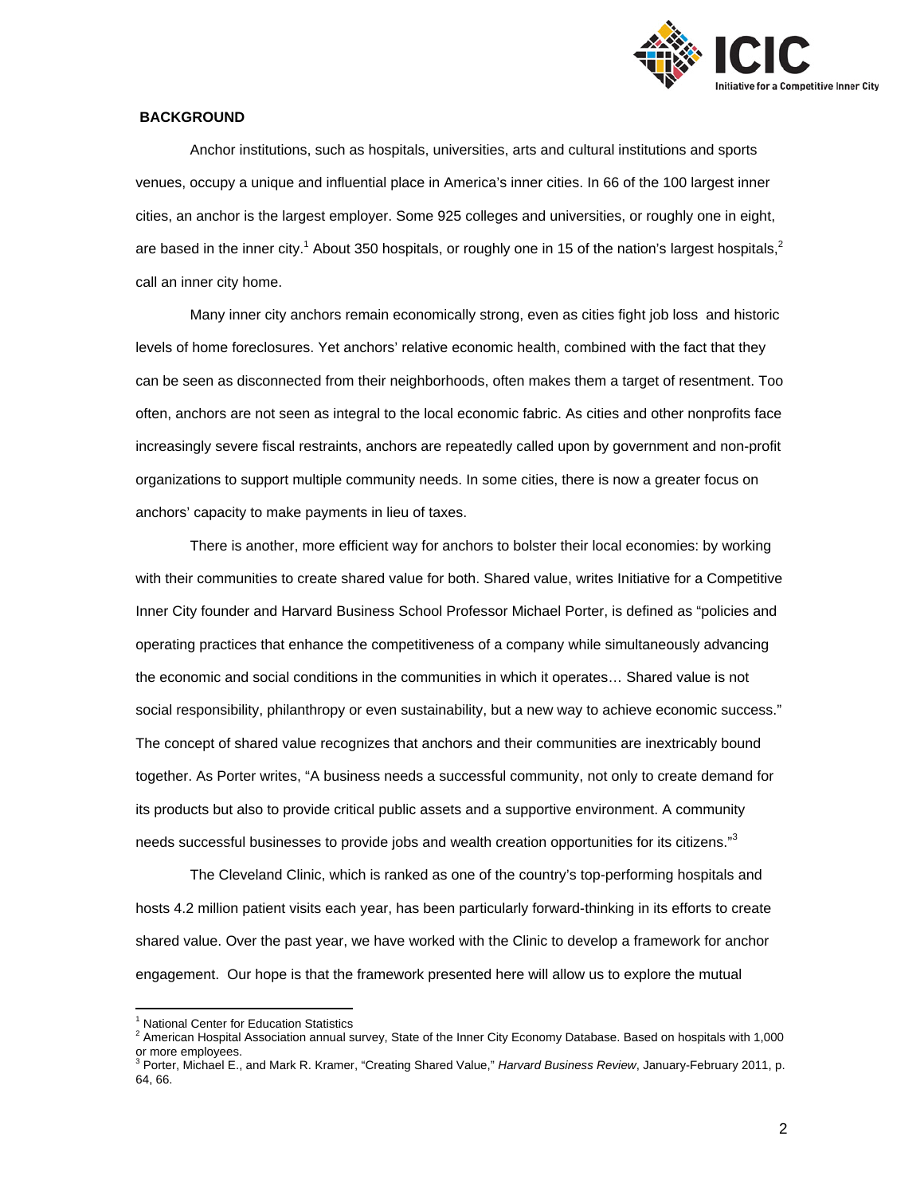**BACKGROUND**

Anchor institutions, such as hospitals, universities, arts and cultural institutions and sports venues, occupy a unique and influential place in America's inner cities. In 66 of the 100 largest inner cities, an anchor is the largest employer. Some 925 colleges and universities, or roughly one in eight, are based in the inner city.[1] About 350 hospitals, or roughly one in 15 of the nation's largest hospitals,[2] call an inner city home.

Many inner city anchors remain economically strong, even as cities fight job loss and historic levels of home foreclosures. Yet anchors' relative economic health, combined with the fact that they can be seen as disconnected from their neighborhoods, often makes them a target of resentment. Too often, anchors are not seen as integral to the local economic fabric. As cities and other nonprofits face increasingly severe fiscal restraints, anchors are repeatedly called upon by government and non-profit organizations to support multiple community needs. In some cities, there is now a greater focus on anchors' capacity to make payments in lieu of taxes.

There is another, more efficient way for anchors to bolster their local economies: by working with their communities to create shared value for both. Shared value, writes Initiative for a Competitive Inner City founder and Harvard Business School Professor Michael Porter, is defined as "policies and operating practices that enhance the competitiveness of a company while simultaneously advancing the economic and social conditions in the communities in which it operates… Shared value is not social responsibility, philanthropy or even sustainability, but a new way to achieve economic success." The concept of shared value recognizes that anchors and their communities are inextricably bound together. As Porter writes, "A business needs a successful community, not only to create demand for its products but also to provide critical public assets and a supportive environment. A community needs successful businesses to provide jobs and wealth creation opportunities for its citizens."[3]

The Cleveland Clinic, which is ranked as one of the country's top-performing hospitals and hosts 4.2 million patient visits each year, has been particularly forward-thinking in its efforts to create shared value. Over the past year, we have worked with the Clinic to develop a framework for anchor engagement. Our hope is that the framework presented here will allow us to explore the mutual

---

[1] National Center for Education Statistics

[2] American Hospital Association annual survey, State of the Inner City Economy Database. Based on hospitals with 1,000 or more employees.

[3] Porter, Michael E., and Mark R. Kramer, "Creating Shared Value," *Harvard Business Review*, January-February 2011, p. 64, 66.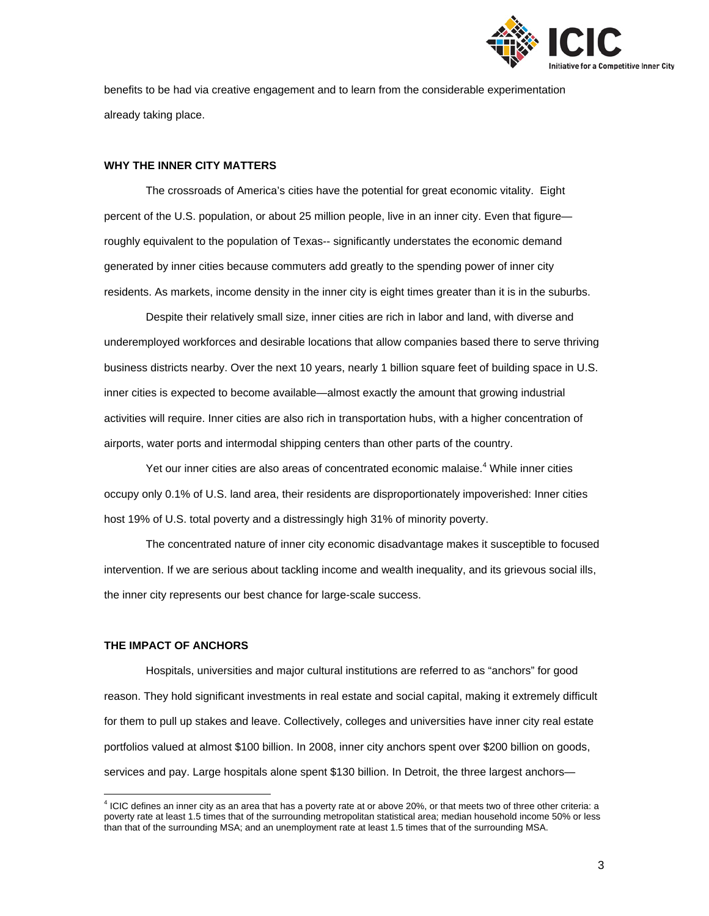benefits to be had via creative engagement and to learn from the considerable experimentation already taking place.

## WHY THE INNER CITY MATTERS

The crossroads of America's cities have the potential for great economic vitality. Eight percent of the U.S. population, or about 25 million people, live in an inner city. Even that figure—roughly equivalent to the population of Texas-- significantly understates the economic demand generated by inner cities because commuters add greatly to the spending power of inner city residents. As markets, income density in the inner city is eight times greater than it is in the suburbs.

Despite their relatively small size, inner cities are rich in labor and land, with diverse and underemployed workforces and desirable locations that allow companies based there to serve thriving business districts nearby. Over the next 10 years, nearly 1 billion square feet of building space in U.S. inner cities is expected to become available—almost exactly the amount that growing industrial activities will require. Inner cities are also rich in transportation hubs, with a higher concentration of airports, water ports and intermodal shipping centers than other parts of the country.

Yet our inner cities are also areas of concentrated economic malaise.[4] While inner cities occupy only 0.1% of U.S. land area, their residents are disproportionately impoverished: Inner cities host 19% of U.S. total poverty and a distressingly high 31% of minority poverty.

The concentrated nature of inner city economic disadvantage makes it susceptible to focused intervention. If we are serious about tackling income and wealth inequality, and its grievous social ills, the inner city represents our best chance for large-scale success.

## THE IMPACT OF ANCHORS

Hospitals, universities and major cultural institutions are referred to as "anchors" for good reason. They hold significant investments in real estate and social capital, making it extremely difficult for them to pull up stakes and leave. Collectively, colleges and universities have inner city real estate portfolios valued at almost $100 billion. In 2008, inner city anchors spent over $200 billion on goods, services and pay. Large hospitals alone spent $130 billion. In Detroit, the three largest anchors—

---

[4] ICIC defines an inner city as an area that has a poverty rate at or above 20%, or that meets two of three other criteria: a poverty rate at least 1.5 times that of the surrounding metropolitan statistical area; median household income 50% or less than that of the surrounding MSA; and an unemployment rate at least 1.5 times that of the surrounding MSA.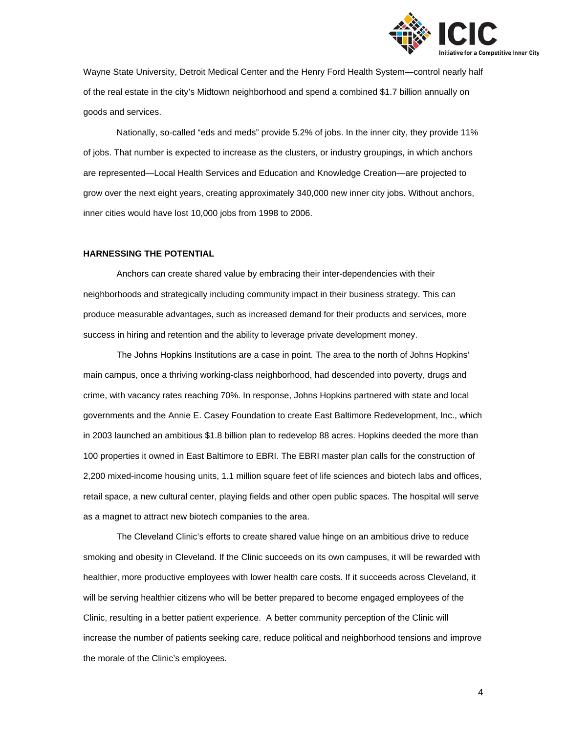Wayne State University, Detroit Medical Center and the Henry Ford Health System—control nearly half of the real estate in the city's Midtown neighborhood and spend a combined $1.7 billion annually on goods and services.

Nationally, so-called "eds and meds" provide 5.2% of jobs. In the inner city, they provide 11% of jobs. That number is expected to increase as the clusters, or industry groupings, in which anchors are represented—Local Health Services and Education and Knowledge Creation—are projected to grow over the next eight years, creating approximately 340,000 new inner city jobs. Without anchors, inner cities would have lost 10,000 jobs from 1998 to 2006.

**HARNESSING THE POTENTIAL**

Anchors can create shared value by embracing their inter-dependencies with their neighborhoods and strategically including community impact in their business strategy. This can produce measurable advantages, such as increased demand for their products and services, more success in hiring and retention and the ability to leverage private development money.

The Johns Hopkins Institutions are a case in point. The area to the north of Johns Hopkins' main campus, once a thriving working-class neighborhood, had descended into poverty, drugs and crime, with vacancy rates reaching 70%. In response, Johns Hopkins partnered with state and local governments and the Annie E. Casey Foundation to create East Baltimore Redevelopment, Inc., which in 2003 launched an ambitious $1.8 billion plan to redevelop 88 acres. Hopkins deeded the more than 100 properties it owned in East Baltimore to EBRI. The EBRI master plan calls for the construction of 2,200 mixed-income housing units, 1.1 million square feet of life sciences and biotech labs and offices, retail space, a new cultural center, playing fields and other open public spaces. The hospital will serve as a magnet to attract new biotech companies to the area.

The Cleveland Clinic's efforts to create shared value hinge on an ambitious drive to reduce smoking and obesity in Cleveland. If the Clinic succeeds on its own campuses, it will be rewarded with healthier, more productive employees with lower health care costs. If it succeeds across Cleveland, it will be serving healthier citizens who will be better prepared to become engaged employees of the Clinic, resulting in a better patient experience. A better community perception of the Clinic will increase the number of patients seeking care, reduce political and neighborhood tensions and improve the morale of the Clinic's employees.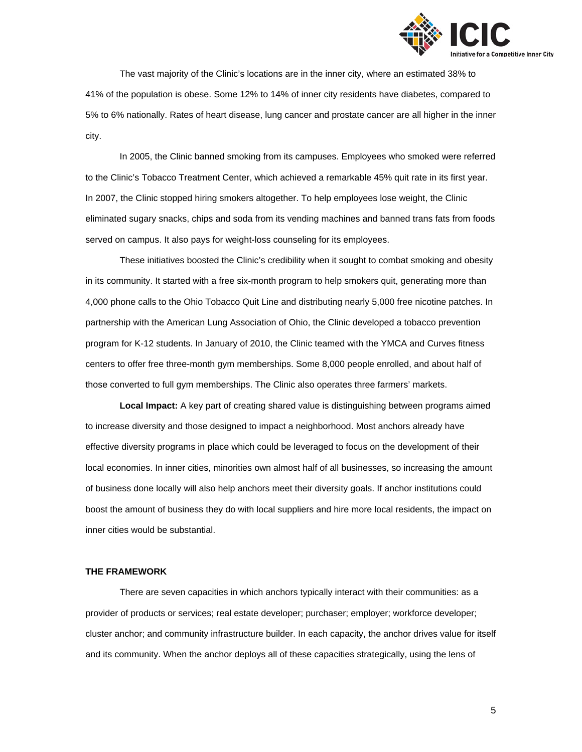The vast majority of the Clinic's locations are in the inner city, where an estimated 38% to 41% of the population is obese. Some 12% to 14% of inner city residents have diabetes, compared to 5% to 6% nationally. Rates of heart disease, lung cancer and prostate cancer are all higher in the inner city.

In 2005, the Clinic banned smoking from its campuses. Employees who smoked were referred to the Clinic's Tobacco Treatment Center, which achieved a remarkable 45% quit rate in its first year. In 2007, the Clinic stopped hiring smokers altogether. To help employees lose weight, the Clinic eliminated sugary snacks, chips and soda from its vending machines and banned trans fats from foods served on campus. It also pays for weight-loss counseling for its employees.

These initiatives boosted the Clinic's credibility when it sought to combat smoking and obesity in its community. It started with a free six-month program to help smokers quit, generating more than 4,000 phone calls to the Ohio Tobacco Quit Line and distributing nearly 5,000 free nicotine patches. In partnership with the American Lung Association of Ohio, the Clinic developed a tobacco prevention program for K-12 students. In January of 2010, the Clinic teamed with the YMCA and Curves fitness centers to offer free three-month gym memberships. Some 8,000 people enrolled, and about half of those converted to full gym memberships. The Clinic also operates three farmers' markets.

**Local Impact:** A key part of creating shared value is distinguishing between programs aimed to increase diversity and those designed to impact a neighborhood. Most anchors already have effective diversity programs in place which could be leveraged to focus on the development of their local economies. In inner cities, minorities own almost half of all businesses, so increasing the amount of business done locally will also help anchors meet their diversity goals. If anchor institutions could boost the amount of business they do with local suppliers and hire more local residents, the impact on inner cities would be substantial.

## THE FRAMEWORK

There are seven capacities in which anchors typically interact with their communities: as a provider of products or services; real estate developer; purchaser; employer; workforce developer; cluster anchor; and community infrastructure builder. In each capacity, the anchor drives value for itself and its community. When the anchor deploys all of these capacities strategically, using the lens of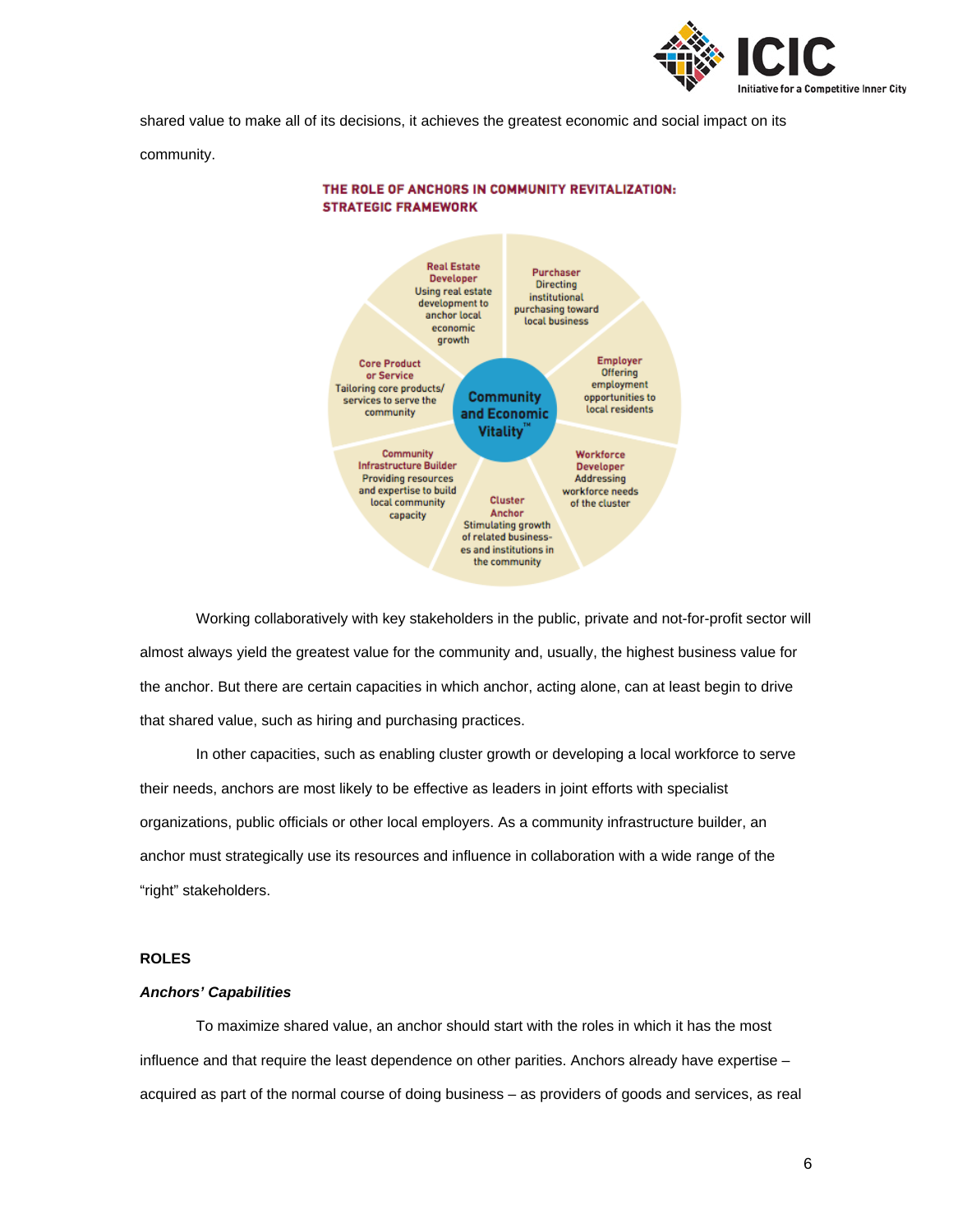shared value to make all of its decisions, it achieves the greatest economic and social impact on its community.

**THE ROLE OF ANCHORS IN COMMUNITY REVITALIZATION: STRATEGIC FRAMEWORK**

Community and Economic Vitality™

- **Real Estate Developer** – Using real estate development to anchor local economic growth
- **Purchaser** – Directing institutional purchasing toward local business
- **Employer** – Offering employment opportunities to local residents
- **Workforce Developer** – Addressing workforce needs of the cluster
- **Cluster Anchor** – Stimulating growth of related businesses and institutions in the community
- **Community Infrastructure Builder** – Providing resources and expertise to build local community capacity
- **Core Product or Service** – Tailoring core products/services to serve the community

Working collaboratively with key stakeholders in the public, private and not-for-profit sector will almost always yield the greatest value for the community and, usually, the highest business value for the anchor. But there are certain capacities in which anchor, acting alone, can at least begin to drive that shared value, such as hiring and purchasing practices.

In other capacities, such as enabling cluster growth or developing a local workforce to serve their needs, anchors are most likely to be effective as leaders in joint efforts with specialist organizations, public officials or other local employers. As a community infrastructure builder, an anchor must strategically use its resources and influence in collaboration with a wide range of the "right" stakeholders.

## ROLES

### *Anchors' Capabilities*

To maximize shared value, an anchor should start with the roles in which it has the most influence and that require the least dependence on other parities. Anchors already have expertise – acquired as part of the normal course of doing business – as providers of goods and services, as real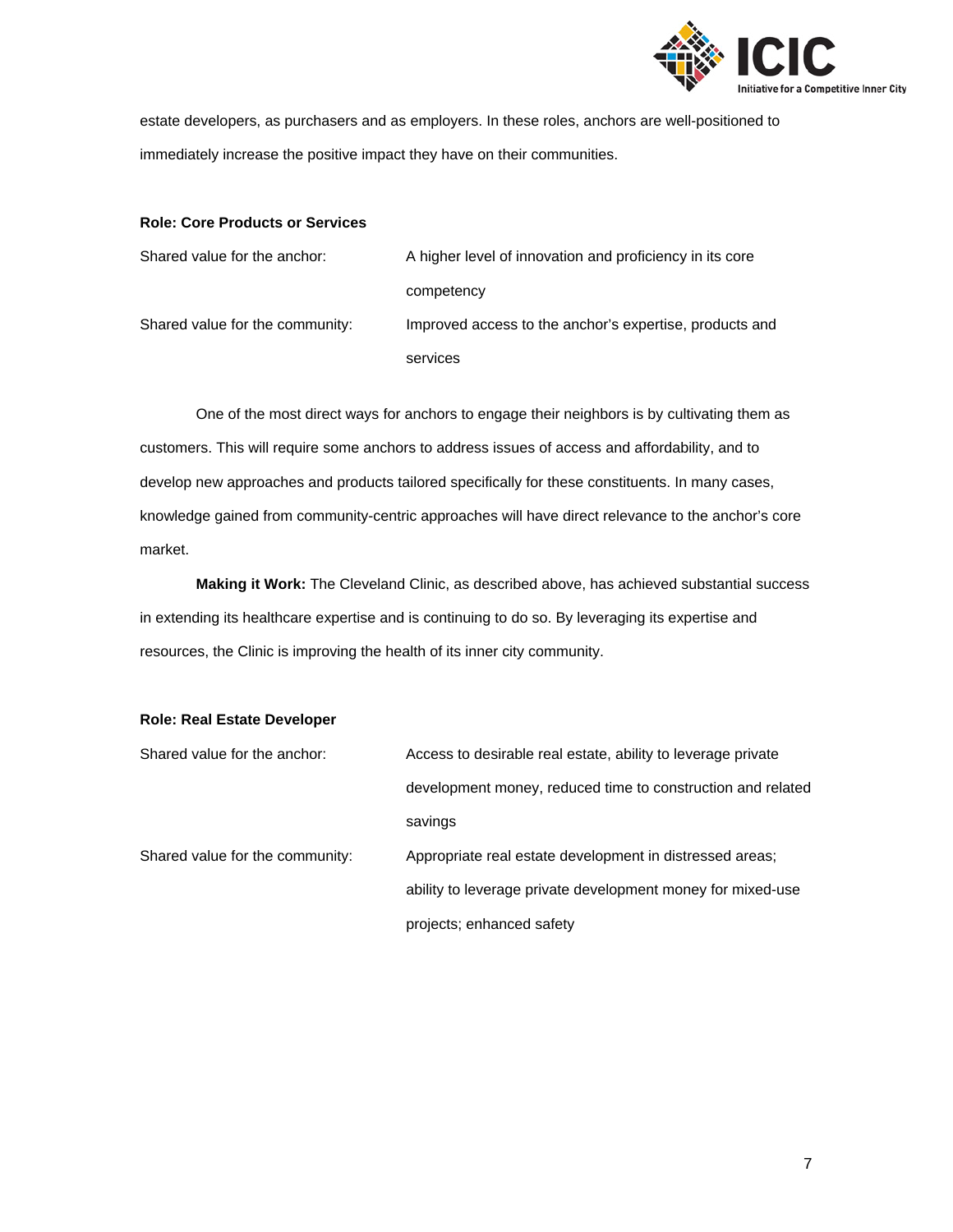estate developers, as purchasers and as employers. In these roles, anchors are well-positioned to immediately increase the positive impact they have on their communities.

**Role: Core Products or Services**

| | |
|---|---|
| Shared value for the anchor: | A higher level of innovation and proficiency in its core competency |
| Shared value for the community: | Improved access to the anchor's expertise, products and services |

One of the most direct ways for anchors to engage their neighbors is by cultivating them as customers. This will require some anchors to address issues of access and affordability, and to develop new approaches and products tailored specifically for these constituents. In many cases, knowledge gained from community-centric approaches will have direct relevance to the anchor's core market.

**Making it Work:** The Cleveland Clinic, as described above, has achieved substantial success in extending its healthcare expertise and is continuing to do so. By leveraging its expertise and resources, the Clinic is improving the health of its inner city community.

**Role: Real Estate Developer**

| | |
|---|---|
| Shared value for the anchor: | Access to desirable real estate, ability to leverage private development money, reduced time to construction and related savings |
| Shared value for the community: | Appropriate real estate development in distressed areas; ability to leverage private development money for mixed-use projects; enhanced safety |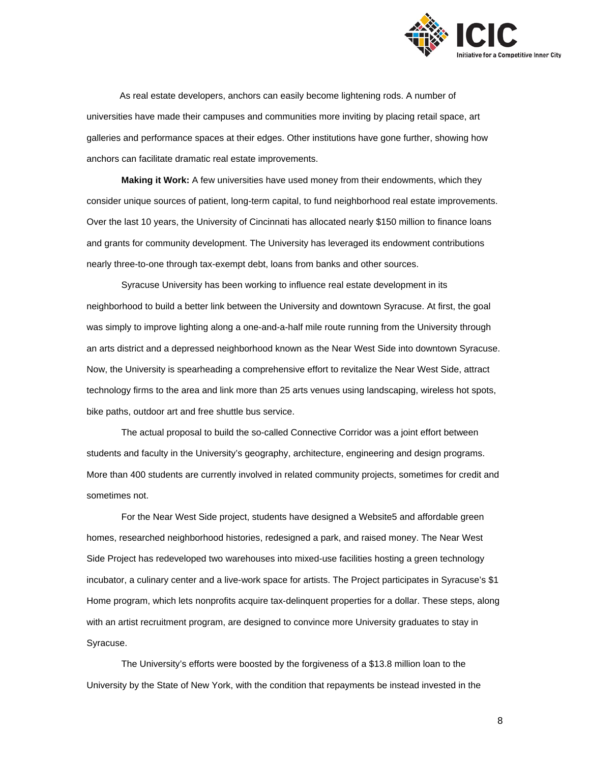As real estate developers, anchors can easily become lightening rods. A number of universities have made their campuses and communities more inviting by placing retail space, art galleries and performance spaces at their edges. Other institutions have gone further, showing how anchors can facilitate dramatic real estate improvements.

**Making it Work:** A few universities have used money from their endowments, which they consider unique sources of patient, long-term capital, to fund neighborhood real estate improvements. Over the last 10 years, the University of Cincinnati has allocated nearly $150 million to finance loans and grants for community development. The University has leveraged its endowment contributions nearly three-to-one through tax-exempt debt, loans from banks and other sources.

Syracuse University has been working to influence real estate development in its neighborhood to build a better link between the University and downtown Syracuse. At first, the goal was simply to improve lighting along a one-and-a-half mile route running from the University through an arts district and a depressed neighborhood known as the Near West Side into downtown Syracuse. Now, the University is spearheading a comprehensive effort to revitalize the Near West Side, attract technology firms to the area and link more than 25 arts venues using landscaping, wireless hot spots, bike paths, outdoor art and free shuttle bus service.

The actual proposal to build the so-called Connective Corridor was a joint effort between students and faculty in the University's geography, architecture, engineering and design programs. More than 400 students are currently involved in related community projects, sometimes for credit and sometimes not.

For the Near West Side project, students have designed a Website[5] and affordable green homes, researched neighborhood histories, redesigned a park, and raised money. The Near West Side Project has redeveloped two warehouses into mixed-use facilities hosting a green technology incubator, a culinary center and a live-work space for artists. The Project participates in Syracuse's $1 Home program, which lets nonprofits acquire tax-delinquent properties for a dollar. These steps, along with an artist recruitment program, are designed to convince more University graduates to stay in Syracuse.

The University's efforts were boosted by the forgiveness of a $13.8 million loan to the University by the State of New York, with the condition that repayments be instead invested in the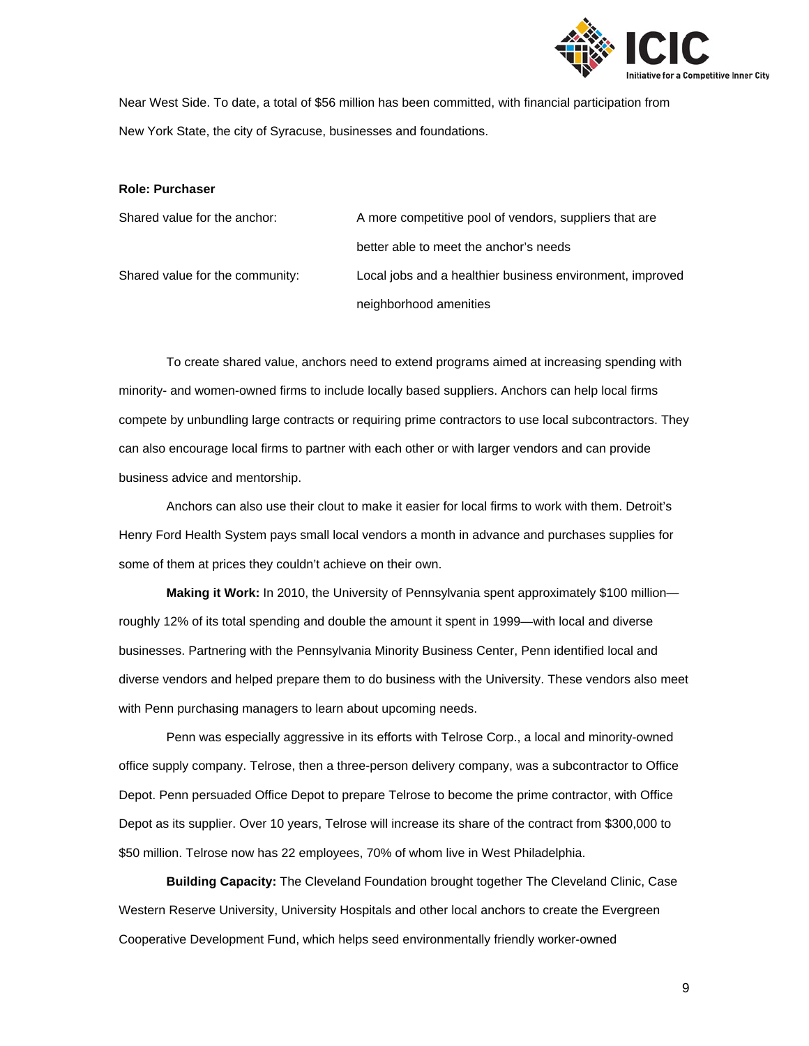Near West Side. To date, a total of $56 million has been committed, with financial participation from New York State, the city of Syracuse, businesses and foundations.

**Role: Purchaser**

| | |
|---|---|
| Shared value for the anchor: | A more competitive pool of vendors, suppliers that are better able to meet the anchor's needs |
| Shared value for the community: | Local jobs and a healthier business environment, improved neighborhood amenities |

To create shared value, anchors need to extend programs aimed at increasing spending with minority- and women-owned firms to include locally based suppliers. Anchors can help local firms compete by unbundling large contracts or requiring prime contractors to use local subcontractors. They can also encourage local firms to partner with each other or with larger vendors and can provide business advice and mentorship.

Anchors can also use their clout to make it easier for local firms to work with them. Detroit's Henry Ford Health System pays small local vendors a month in advance and purchases supplies for some of them at prices they couldn't achieve on their own.

**Making it Work:** In 2010, the University of Pennsylvania spent approximately $100 million—roughly 12% of its total spending and double the amount it spent in 1999—with local and diverse businesses. Partnering with the Pennsylvania Minority Business Center, Penn identified local and diverse vendors and helped prepare them to do business with the University. These vendors also meet with Penn purchasing managers to learn about upcoming needs.

Penn was especially aggressive in its efforts with Telrose Corp., a local and minority-owned office supply company. Telrose, then a three-person delivery company, was a subcontractor to Office Depot. Penn persuaded Office Depot to prepare Telrose to become the prime contractor, with Office Depot as its supplier. Over 10 years, Telrose will increase its share of the contract from $300,000 to $50 million. Telrose now has 22 employees, 70% of whom live in West Philadelphia.

**Building Capacity:** The Cleveland Foundation brought together The Cleveland Clinic, Case Western Reserve University, University Hospitals and other local anchors to create the Evergreen Cooperative Development Fund, which helps seed environmentally friendly worker-owned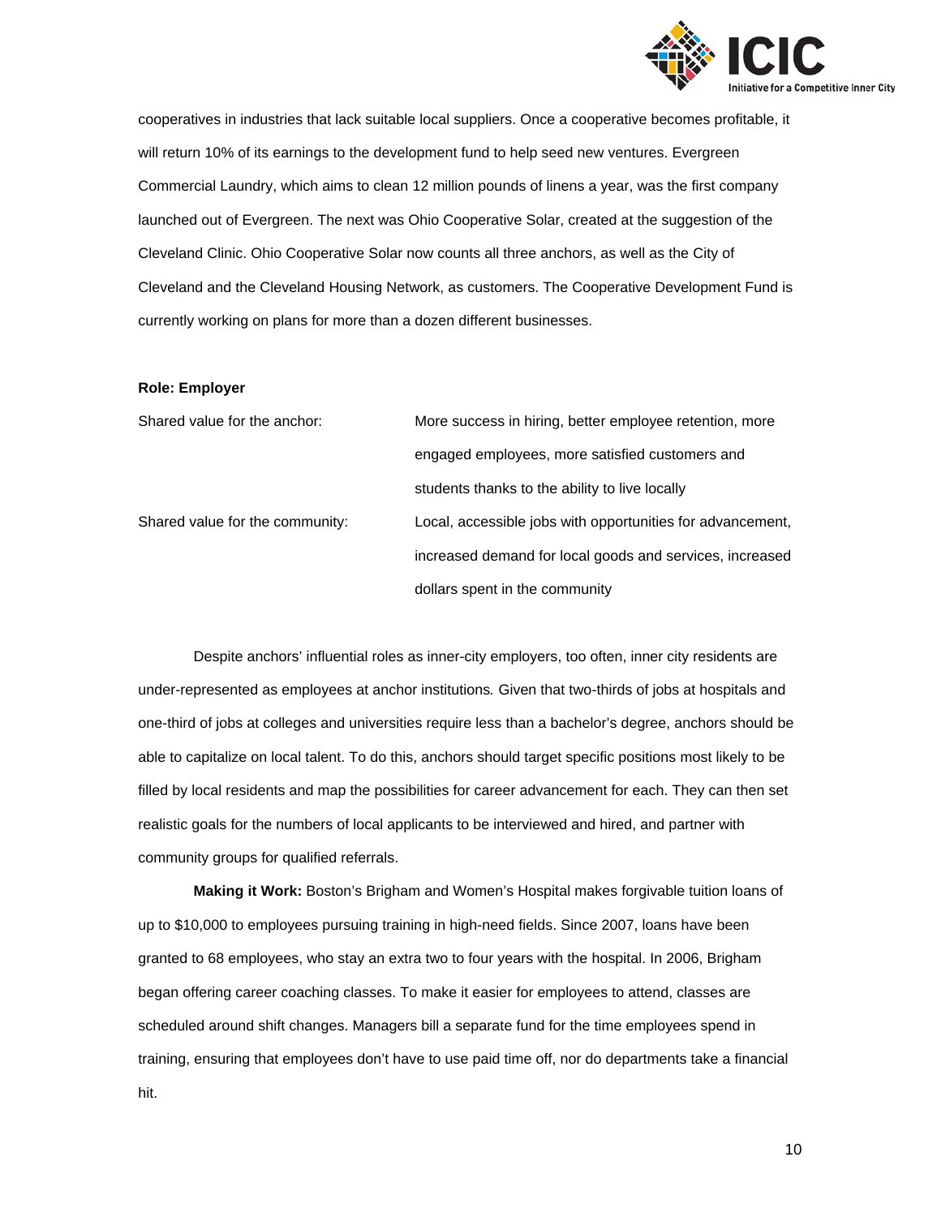cooperatives in industries that lack suitable local suppliers. Once a cooperative becomes profitable, it will return 10% of its earnings to the development fund to help seed new ventures. Evergreen Commercial Laundry, which aims to clean 12 million pounds of linens a year, was the first company launched out of Evergreen. The next was Ohio Cooperative Solar, created at the suggestion of the Cleveland Clinic. Ohio Cooperative Solar now counts all three anchors, as well as the City of Cleveland and the Cleveland Housing Network, as customers. The Cooperative Development Fund is currently working on plans for more than a dozen different businesses.

**Role: Employer**

| | |
|---|---|
| Shared value for the anchor: | More success in hiring, better employee retention, more engaged employees, more satisfied customers and students thanks to the ability to live locally |
| Shared value for the community: | Local, accessible jobs with opportunities for advancement, increased demand for local goods and services, increased dollars spent in the community |

Despite anchors' influential roles as inner-city employers, too often, inner city residents are under-represented as employees at anchor institutions. Given that two-thirds of jobs at hospitals and one-third of jobs at colleges and universities require less than a bachelor's degree, anchors should be able to capitalize on local talent. To do this, anchors should target specific positions most likely to be filled by local residents and map the possibilities for career advancement for each. They can then set realistic goals for the numbers of local applicants to be interviewed and hired, and partner with community groups for qualified referrals.

**Making it Work:** Boston's Brigham and Women's Hospital makes forgivable tuition loans of up to $10,000 to employees pursuing training in high-need fields. Since 2007, loans have been granted to 68 employees, who stay an extra two to four years with the hospital. In 2006, Brigham began offering career coaching classes. To make it easier for employees to attend, classes are scheduled around shift changes. Managers bill a separate fund for the time employees spend in training, ensuring that employees don't have to use paid time off, nor do departments take a financial hit.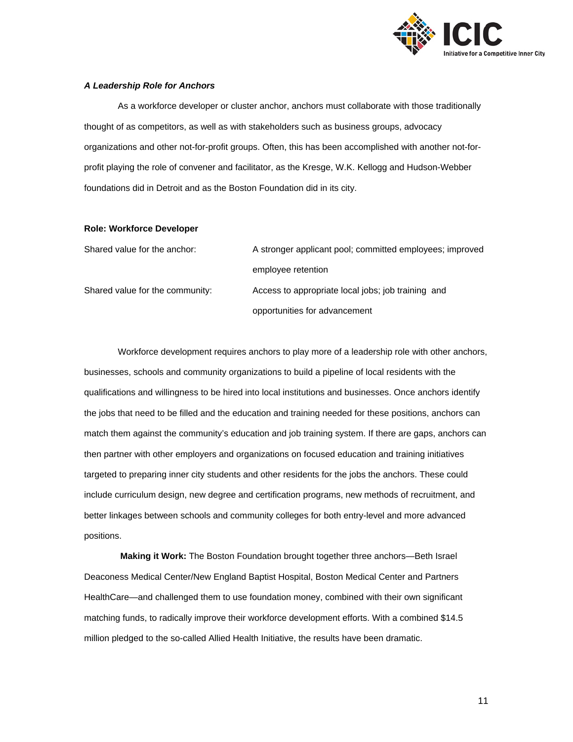***A Leadership Role for Anchors***

As a workforce developer or cluster anchor, anchors must collaborate with those traditionally thought of as competitors, as well as with stakeholders such as business groups, advocacy organizations and other not-for-profit groups. Often, this has been accomplished with another not-for-profit playing the role of convener and facilitator, as the Kresge, W.K. Kellogg and Hudson-Webber foundations did in Detroit and as the Boston Foundation did in its city.

**Role: Workforce Developer**

| | |
|---|---|
| Shared value for the anchor: | A stronger applicant pool; committed employees; improved employee retention |
| Shared value for the community: | Access to appropriate local jobs; job training and opportunities for advancement |

Workforce development requires anchors to play more of a leadership role with other anchors, businesses, schools and community organizations to build a pipeline of local residents with the qualifications and willingness to be hired into local institutions and businesses. Once anchors identify the jobs that need to be filled and the education and training needed for these positions, anchors can match them against the community's education and job training system. If there are gaps, anchors can then partner with other employers and organizations on focused education and training initiatives targeted to preparing inner city students and other residents for the jobs the anchors. These could include curriculum design, new degree and certification programs, new methods of recruitment, and better linkages between schools and community colleges for both entry-level and more advanced positions.

**Making it Work:** The Boston Foundation brought together three anchors—Beth Israel Deaconess Medical Center/New England Baptist Hospital, Boston Medical Center and Partners HealthCare—and challenged them to use foundation money, combined with their own significant matching funds, to radically improve their workforce development efforts. With a combined $14.5 million pledged to the so-called Allied Health Initiative, the results have been dramatic.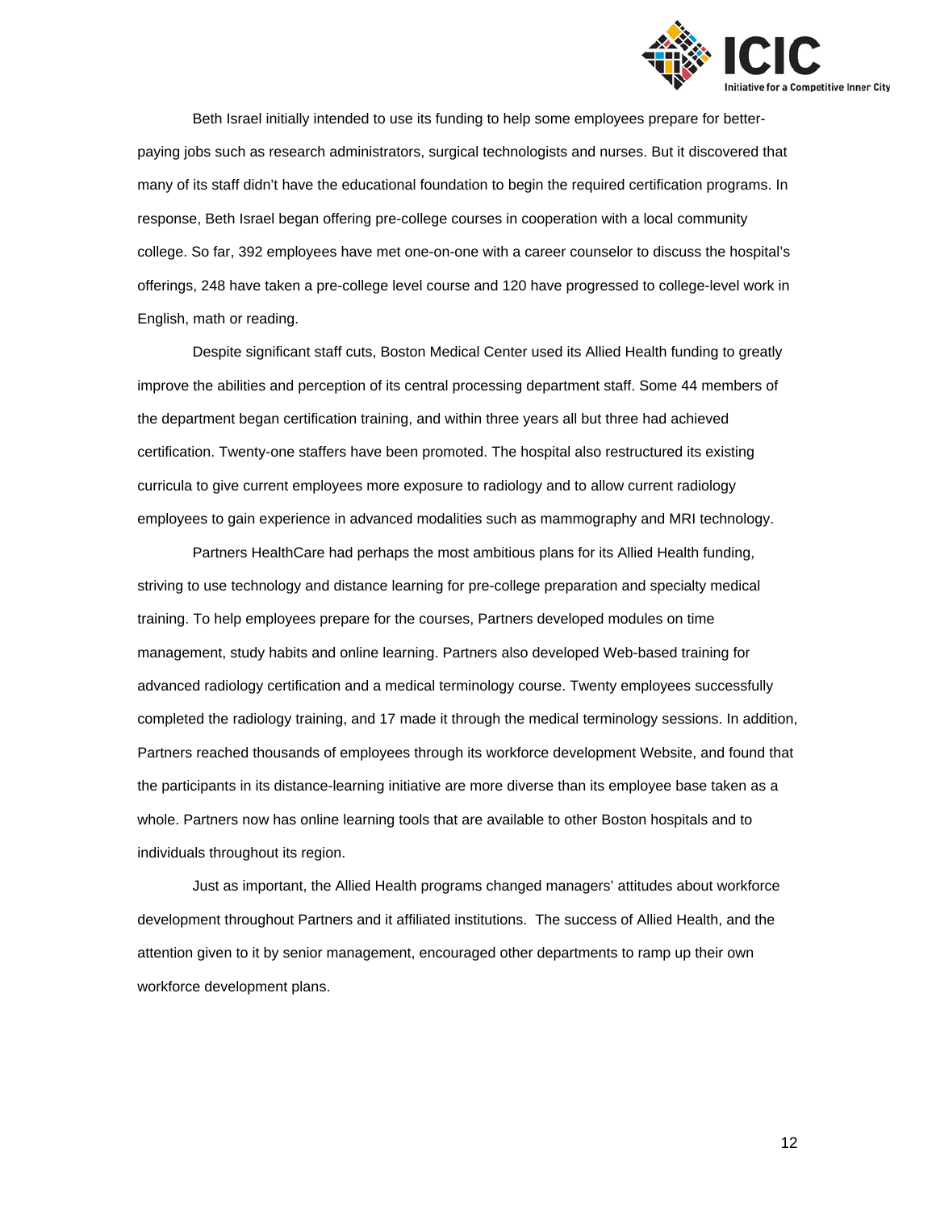Beth Israel initially intended to use its funding to help some employees prepare for better-paying jobs such as research administrators, surgical technologists and nurses. But it discovered that many of its staff didn't have the educational foundation to begin the required certification programs. In response, Beth Israel began offering pre-college courses in cooperation with a local community college. So far, 392 employees have met one-on-one with a career counselor to discuss the hospital's offerings, 248 have taken a pre-college level course and 120 have progressed to college-level work in English, math or reading.

Despite significant staff cuts, Boston Medical Center used its Allied Health funding to greatly improve the abilities and perception of its central processing department staff. Some 44 members of the department began certification training, and within three years all but three had achieved certification. Twenty-one staffers have been promoted. The hospital also restructured its existing curricula to give current employees more exposure to radiology and to allow current radiology employees to gain experience in advanced modalities such as mammography and MRI technology.

Partners HealthCare had perhaps the most ambitious plans for its Allied Health funding, striving to use technology and distance learning for pre-college preparation and specialty medical training. To help employees prepare for the courses, Partners developed modules on time management, study habits and online learning. Partners also developed Web-based training for advanced radiology certification and a medical terminology course. Twenty employees successfully completed the radiology training, and 17 made it through the medical terminology sessions. In addition, Partners reached thousands of employees through its workforce development Website, and found that the participants in its distance-learning initiative are more diverse than its employee base taken as a whole. Partners now has online learning tools that are available to other Boston hospitals and to individuals throughout its region.

Just as important, the Allied Health programs changed managers' attitudes about workforce development throughout Partners and it affiliated institutions. The success of Allied Health, and the attention given to it by senior management, encouraged other departments to ramp up their own workforce development plans.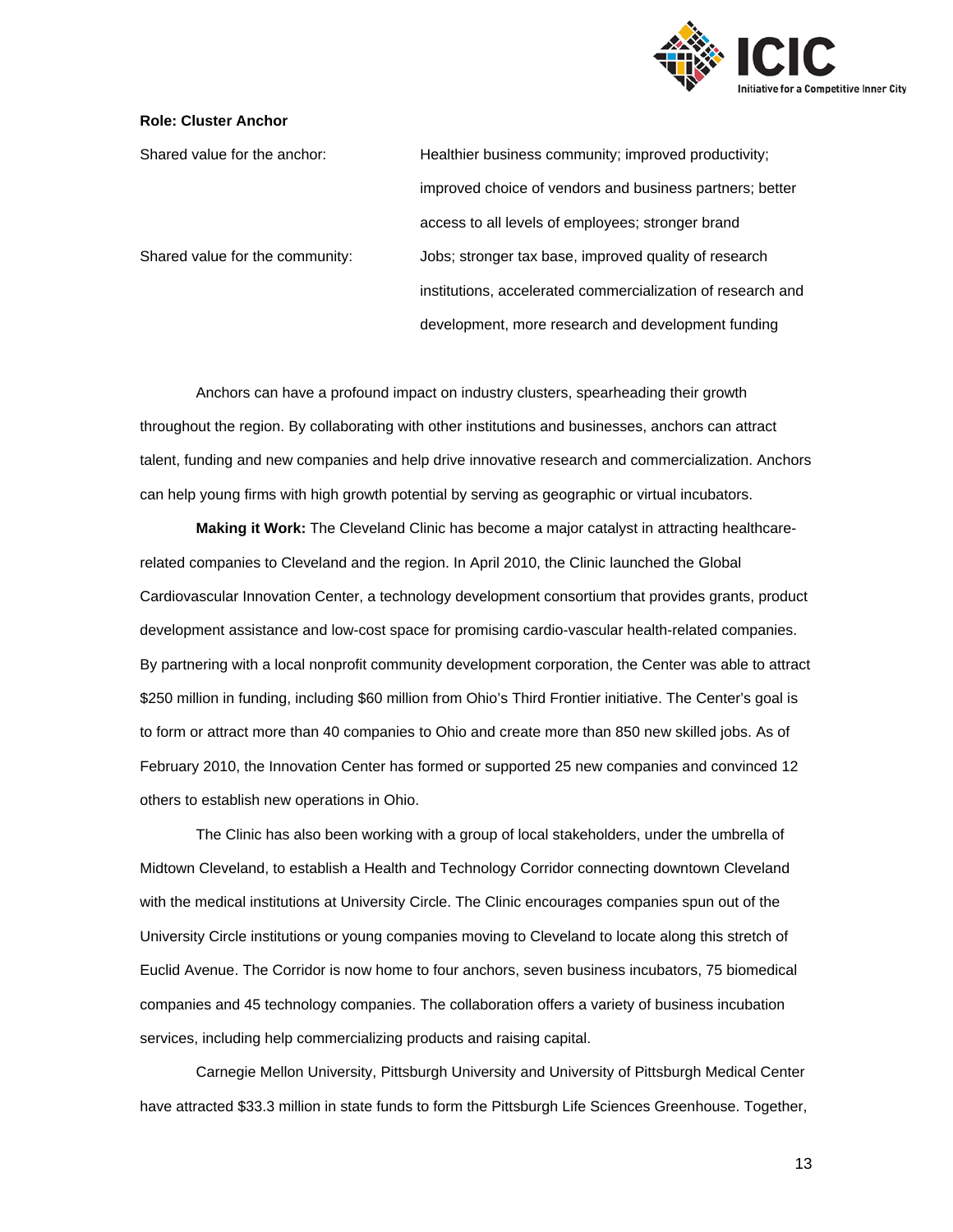**Role: Cluster Anchor**

| | |
|---|---|
| Shared value for the anchor: | Healthier business community; improved productivity; improved choice of vendors and business partners; better access to all levels of employees; stronger brand |
| Shared value for the community: | Jobs; stronger tax base, improved quality of research institutions, accelerated commercialization of research and development, more research and development funding |

Anchors can have a profound impact on industry clusters, spearheading their growth throughout the region. By collaborating with other institutions and businesses, anchors can attract talent, funding and new companies and help drive innovative research and commercialization. Anchors can help young firms with high growth potential by serving as geographic or virtual incubators.

**Making it Work:** The Cleveland Clinic has become a major catalyst in attracting healthcare-related companies to Cleveland and the region. In April 2010, the Clinic launched the Global Cardiovascular Innovation Center, a technology development consortium that provides grants, product development assistance and low-cost space for promising cardio-vascular health-related companies. By partnering with a local nonprofit community development corporation, the Center was able to attract $250 million in funding, including $60 million from Ohio's Third Frontier initiative. The Center's goal is to form or attract more than 40 companies to Ohio and create more than 850 new skilled jobs. As of February 2010, the Innovation Center has formed or supported 25 new companies and convinced 12 others to establish new operations in Ohio.

The Clinic has also been working with a group of local stakeholders, under the umbrella of Midtown Cleveland, to establish a Health and Technology Corridor connecting downtown Cleveland with the medical institutions at University Circle. The Clinic encourages companies spun out of the University Circle institutions or young companies moving to Cleveland to locate along this stretch of Euclid Avenue. The Corridor is now home to four anchors, seven business incubators, 75 biomedical companies and 45 technology companies. The collaboration offers a variety of business incubation services, including help commercializing products and raising capital.

Carnegie Mellon University, Pittsburgh University and University of Pittsburgh Medical Center have attracted $33.3 million in state funds to form the Pittsburgh Life Sciences Greenhouse. Together,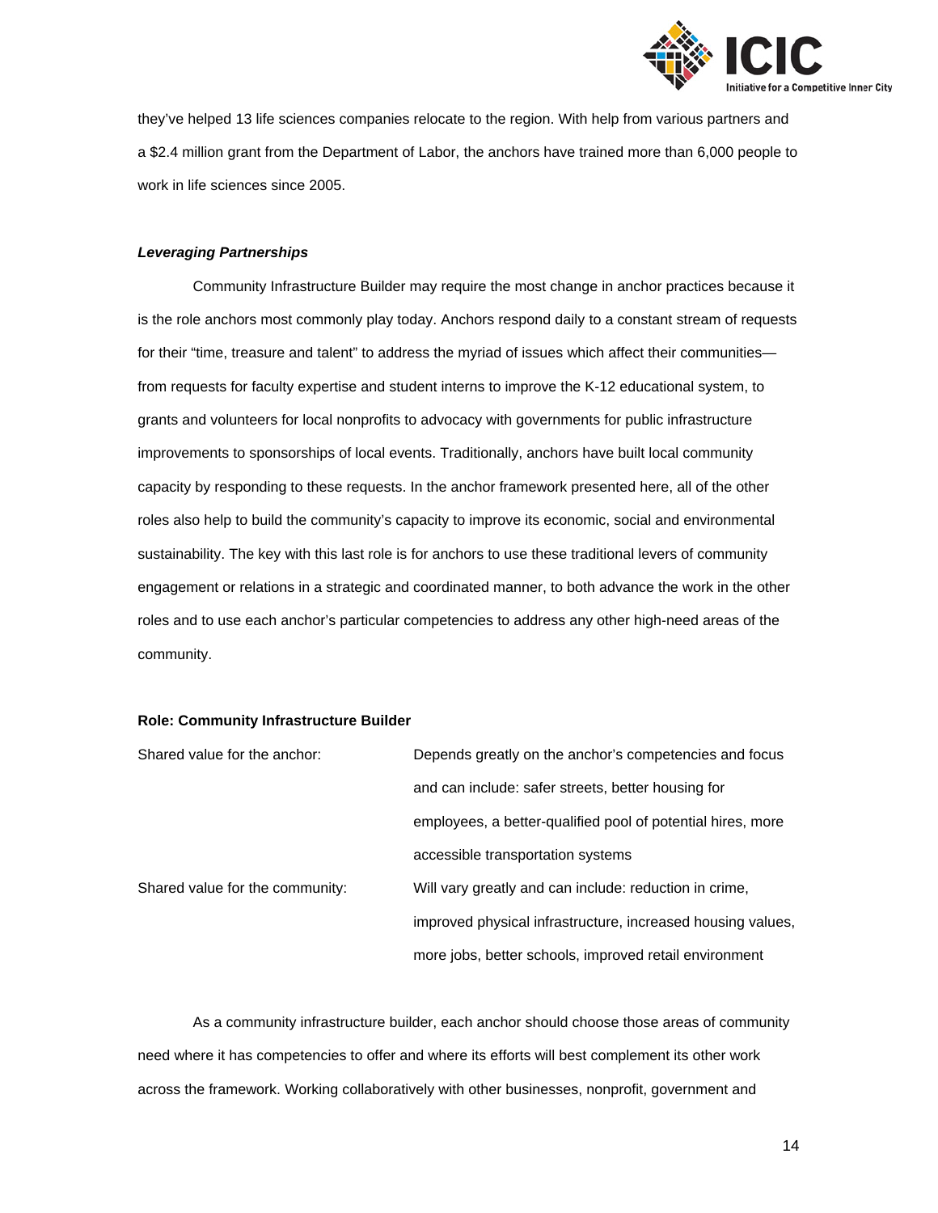they've helped 13 life sciences companies relocate to the region. With help from various partners and a $2.4 million grant from the Department of Labor, the anchors have trained more than 6,000 people to work in life sciences since 2005.

***Leveraging Partnerships***

Community Infrastructure Builder may require the most change in anchor practices because it is the role anchors most commonly play today. Anchors respond daily to a constant stream of requests for their "time, treasure and talent" to address the myriad of issues which affect their communities—from requests for faculty expertise and student interns to improve the K-12 educational system, to grants and volunteers for local nonprofits to advocacy with governments for public infrastructure improvements to sponsorships of local events. Traditionally, anchors have built local community capacity by responding to these requests. In the anchor framework presented here, all of the other roles also help to build the community's capacity to improve its economic, social and environmental sustainability. The key with this last role is for anchors to use these traditional levers of community engagement or relations in a strategic and coordinated manner, to both advance the work in the other roles and to use each anchor's particular competencies to address any other high-need areas of the community.

**Role: Community Infrastructure Builder**

| | |
|---|---|
| Shared value for the anchor: | Depends greatly on the anchor's competencies and focus and can include: safer streets, better housing for employees, a better-qualified pool of potential hires, more accessible transportation systems |
| Shared value for the community: | Will vary greatly and can include: reduction in crime, improved physical infrastructure, increased housing values, more jobs, better schools, improved retail environment |

As a community infrastructure builder, each anchor should choose those areas of community need where it has competencies to offer and where its efforts will best complement its other work across the framework. Working collaboratively with other businesses, nonprofit, government and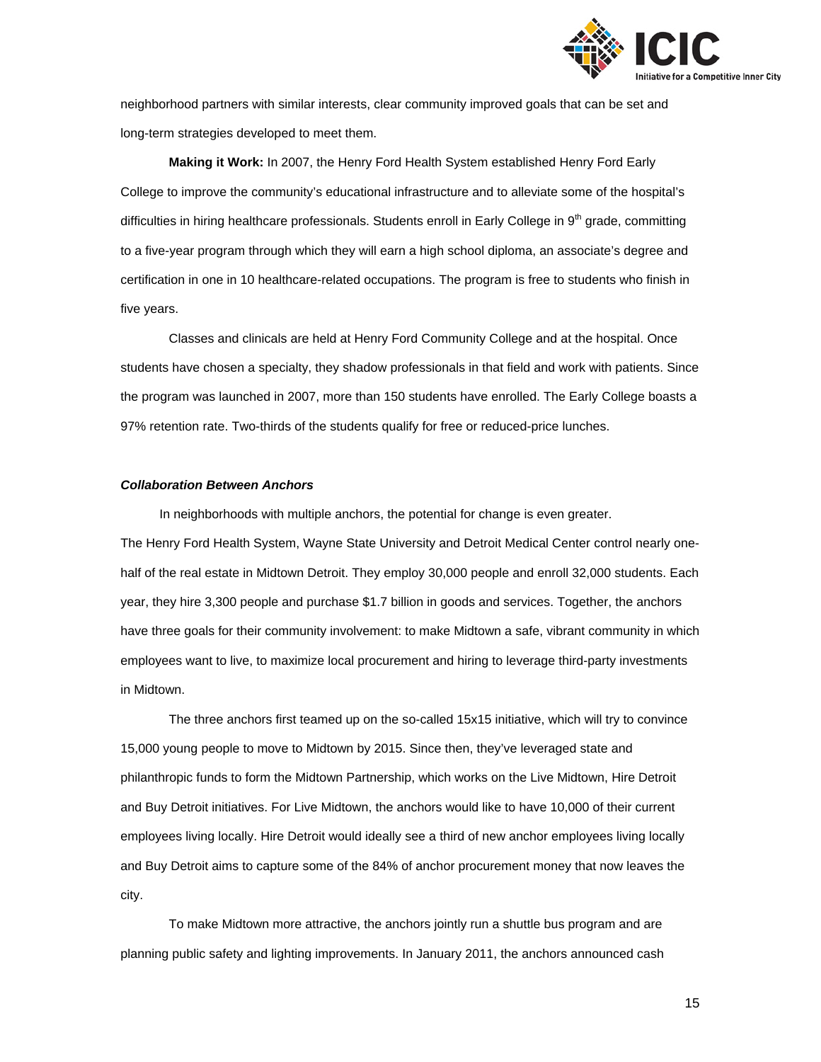neighborhood partners with similar interests, clear community improved goals that can be set and long-term strategies developed to meet them.

**Making it Work:** In 2007, the Henry Ford Health System established Henry Ford Early College to improve the community's educational infrastructure and to alleviate some of the hospital's difficulties in hiring healthcare professionals. Students enroll in Early College in 9th grade, committing to a five-year program through which they will earn a high school diploma, an associate's degree and certification in one in 10 healthcare-related occupations. The program is free to students who finish in five years.

Classes and clinicals are held at Henry Ford Community College and at the hospital. Once students have chosen a specialty, they shadow professionals in that field and work with patients. Since the program was launched in 2007, more than 150 students have enrolled. The Early College boasts a 97% retention rate. Two-thirds of the students qualify for free or reduced-price lunches.

***Collaboration Between Anchors***

In neighborhoods with multiple anchors, the potential for change is even greater. The Henry Ford Health System, Wayne State University and Detroit Medical Center control nearly one-half of the real estate in Midtown Detroit. They employ 30,000 people and enroll 32,000 students. Each year, they hire 3,300 people and purchase $1.7 billion in goods and services. Together, the anchors have three goals for their community involvement: to make Midtown a safe, vibrant community in which employees want to live, to maximize local procurement and hiring to leverage third-party investments in Midtown.

The three anchors first teamed up on the so-called 15x15 initiative, which will try to convince 15,000 young people to move to Midtown by 2015. Since then, they've leveraged state and philanthropic funds to form the Midtown Partnership, which works on the Live Midtown, Hire Detroit and Buy Detroit initiatives. For Live Midtown, the anchors would like to have 10,000 of their current employees living locally. Hire Detroit would ideally see a third of new anchor employees living locally and Buy Detroit aims to capture some of the 84% of anchor procurement money that now leaves the city.

To make Midtown more attractive, the anchors jointly run a shuttle bus program and are planning public safety and lighting improvements. In January 2011, the anchors announced cash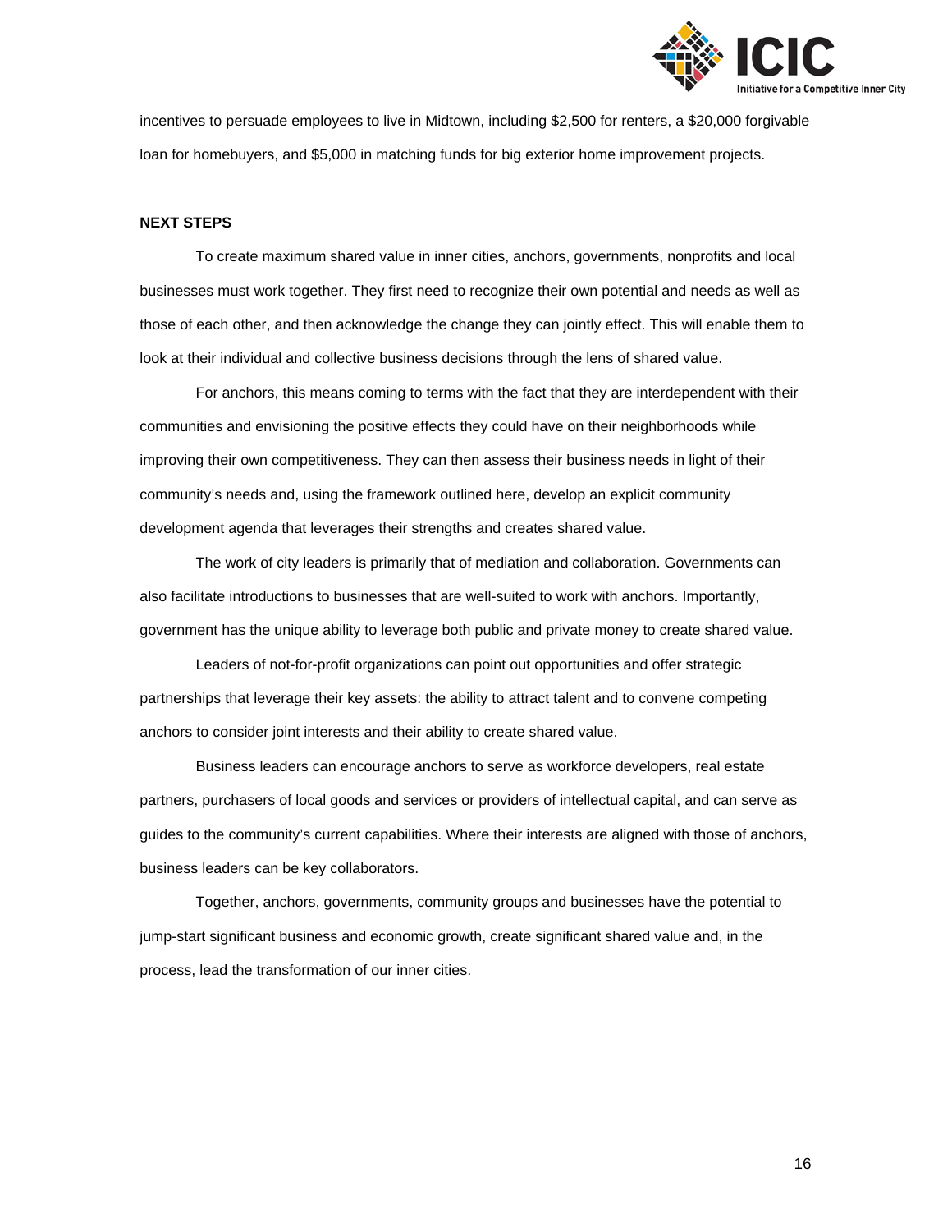incentives to persuade employees to live in Midtown, including $2,500 for renters, a $20,000 forgivable loan for homebuyers, and $5,000 in matching funds for big exterior home improvement projects.

**NEXT STEPS**

To create maximum shared value in inner cities, anchors, governments, nonprofits and local businesses must work together. They first need to recognize their own potential and needs as well as those of each other, and then acknowledge the change they can jointly effect. This will enable them to look at their individual and collective business decisions through the lens of shared value.

For anchors, this means coming to terms with the fact that they are interdependent with their communities and envisioning the positive effects they could have on their neighborhoods while improving their own competitiveness. They can then assess their business needs in light of their community's needs and, using the framework outlined here, develop an explicit community development agenda that leverages their strengths and creates shared value.

The work of city leaders is primarily that of mediation and collaboration. Governments can also facilitate introductions to businesses that are well-suited to work with anchors. Importantly, government has the unique ability to leverage both public and private money to create shared value.

Leaders of not-for-profit organizations can point out opportunities and offer strategic partnerships that leverage their key assets: the ability to attract talent and to convene competing anchors to consider joint interests and their ability to create shared value.

Business leaders can encourage anchors to serve as workforce developers, real estate partners, purchasers of local goods and services or providers of intellectual capital, and can serve as guides to the community's current capabilities. Where their interests are aligned with those of anchors, business leaders can be key collaborators.

Together, anchors, governments, community groups and businesses have the potential to jump-start significant business and economic growth, create significant shared value and, in the process, lead the transformation of our inner cities.